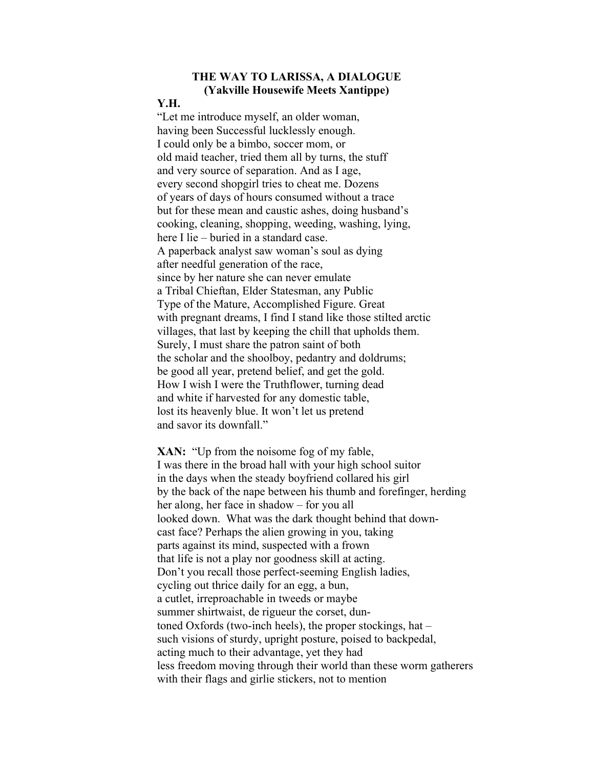**THE WAY TO LARISSA, A DIALOGUE**
**(Yakville Housewife Meets Xantippe)**

**Y.H.**

"Let me introduce myself, an older woman,
having been Successful lucklessly enough.
I could only be a bimbo, soccer mom, or
old maid teacher, tried them all by turns, the stuff
and very source of separation. And as I age,
every second shopgirl tries to cheat me. Dozens
of years of days of hours consumed without a trace
but for these mean and caustic ashes, doing husband's
cooking, cleaning, shopping, weeding, washing, lying,
here I lie – buried in a standard case.
A paperback analyst saw woman's soul as dying
after needful generation of the race,
since by her nature she can never emulate
a Tribal Chieftan, Elder Statesman, any Public
Type of the Mature, Accomplished Figure. Great
with pregnant dreams, I find I stand like those stilted arctic
villages, that last by keeping the chill that upholds them.
Surely, I must share the patron saint of both
the scholar and the shoolboy, pedantry and doldrums;
be good all year, pretend belief, and get the gold.
How I wish I were the Truthflower, turning dead
and white if harvested for any domestic table,
lost its heavenly blue. It won't let us pretend
and savor its downfall."

**XAN:** "Up from the noisome fog of my fable,
I was there in the broad hall with your high school suitor
in the days when the steady boyfriend collared his girl
by the back of the nape between his thumb and forefinger, herding
her along, her face in shadow – for you all
looked down. What was the dark thought behind that down-
cast face? Perhaps the alien growing in you, taking
parts against its mind, suspected with a frown
that life is not a play nor goodness skill at acting.
Don't you recall those perfect-seeming English ladies,
cycling out thrice daily for an egg, a bun,
a cutlet, irreproachable in tweeds or maybe
summer shirtwaist, de rigueur the corset, dun-
toned Oxfords (two-inch heels), the proper stockings, hat –
such visions of sturdy, upright posture, poised to backpedal,
acting much to their advantage, yet they had
less freedom moving through their world than these worm gatherers
with their flags and girlie stickers, not to mention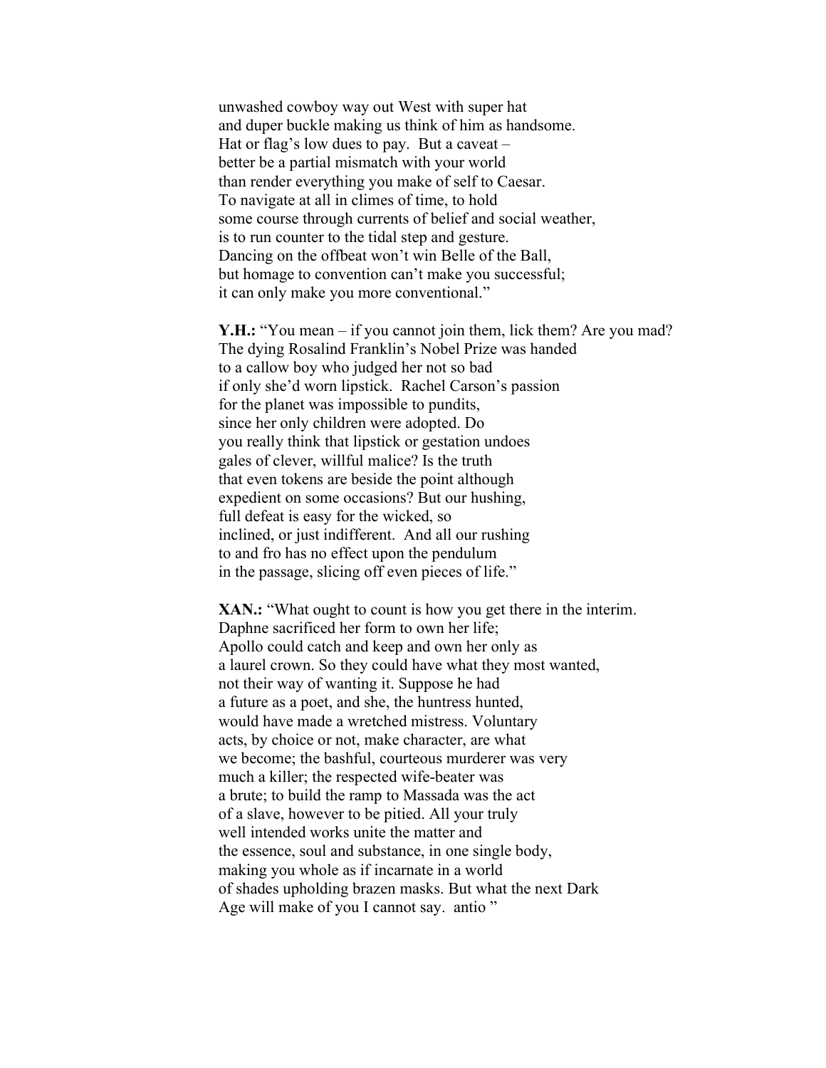unwashed cowboy way out West with super hat
and duper buckle making us think of him as handsome.
Hat or flag's low dues to pay.  But a caveat –
better be a partial mismatch with your world
than render everything you make of self to Caesar.
To navigate at all in climes of time, to hold
some course through currents of belief and social weather,
is to run counter to the tidal step and gesture.
Dancing on the offbeat won't win Belle of the Ball,
but homage to convention can't make you successful;
it can only make you more conventional."

**Y.H.:** "You mean – if you cannot join them, lick them? Are you mad?
The dying Rosalind Franklin's Nobel Prize was handed
to a callow boy who judged her not so bad
if only she'd worn lipstick.  Rachel Carson's passion
for the planet was impossible to pundits,
since her only children were adopted. Do
you really think that lipstick or gestation undoes
gales of clever, willful malice? Is the truth
that even tokens are beside the point although
expedient on some occasions? But our hushing,
full defeat is easy for the wicked, so
inclined, or just indifferent.  And all our rushing
to and fro has no effect upon the pendulum
in the passage, slicing off even pieces of life."

**XAN.:** "What ought to count is how you get there in the interim.
Daphne sacrificed her form to own her life;
Apollo could catch and keep and own her only as
a laurel crown. So they could have what they most wanted,
not their way of wanting it. Suppose he had
a future as a poet, and she, the huntress hunted,
would have made a wretched mistress. Voluntary
acts, by choice or not, make character, are what
we become; the bashful, courteous murderer was very
much a killer; the respected wife-beater was
a brute; to build the ramp to Massada was the act
of a slave, however to be pitied. All your truly
well intended works unite the matter and
the essence, soul and substance, in one single body,
making you whole as if incarnate in a world
of shades upholding brazen masks. But what the next Dark
Age will make of you I cannot say.  antio "